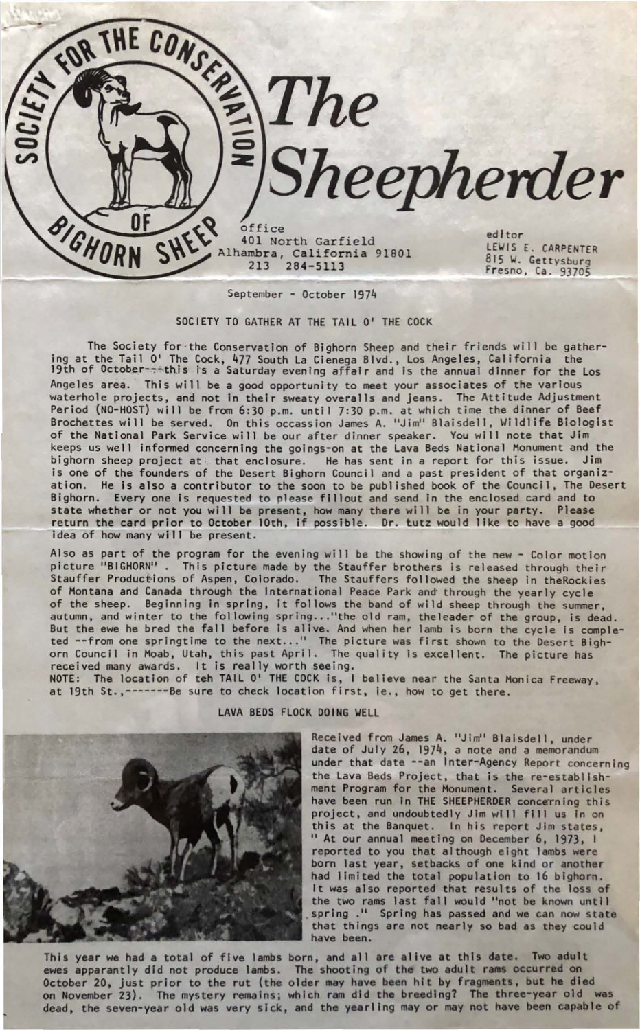# The Sheepherder

SOCIETY FOR THE CONSERVATION OF BIGHORN SHEEP

office
401 North Garfield
Alhambra, California 91801
213 284-5113

editor
LEWIS E. CARPENTER
815 W. Gettysburg
Fresno, Ca. 93705

September - October 1974

## SOCIETY TO GATHER AT THE TAIL O' THE COCK

The Society for the Conservation of Bighorn Sheep and their friends will be gathering at the Tail O' The Cock, 477 South La Cienega Blvd., Los Angeles, California the 19th of October---this is a Saturday evening affair and is the annual dinner for the Los Angeles area. This will be a good opportunity to meet your associates of the various waterhole projects, and not in their sweaty overalls and jeans. The Attitude Adjustment Period (NO-HOST) will be from 6:30 p.m. until 7:30 p.m. at which time the dinner of Beef Brochettes will be served. On this occassion James A. "Jim" Blaisdell, Wildlife Biologist of the National Park Service will be our after dinner speaker. You will note that Jim keeps us well informed concerning the goings-on at the Lava Beds National Monument and the bighorn sheep project at that enclosure. He has sent in a report for this issue. Jim is one of the founders of the Desert Bighorn Council and a past president of that organization. He is also a contributor to the soon to be published book of the Council, The Desert Bighorn. Every one is requested to please fillout and send in the enclosed card and to state whether or not you will be present, how many there will be in your party. Please return the card prior to October 10th, if possible. Dr. Lutz would like to have a good idea of how many will be present.

Also as part of the program for the evening will be the showing of the new - Color motion picture "BIGHORN". This picture made by the Stauffer brothers is released through their Stauffer Productions of Aspen, Colorado. The Stauffers followed the sheep in theRockies of Montana and Canada through the International Peace Park and through the yearly cycle of the sheep. Beginning in spring, it follows the band of wild sheep through the summer, autumn, and winter to the following spring..."the old ram, theleader of the group, is dead. But the ewe he bred the fall before is alive. And when her lamb is born the cycle is completed --from one springtime to the next..." The picture was first shown to the Desert Bighorn Council in Moab, Utah, this past April. The quality is excellent. The picture has received many awards. It is really worth seeing.

NOTE: The location of teh TAIL O' THE COCK is, I believe near the Santa Monica Freeway, at 19th St.,-------Be sure to check location first, ie., how to get there.

## LAVA BEDS FLOCK DOING WELL

Received from James A. "Jim" Blaisdell, under date of July 26, 1974, a note and a memorandum under that date --an Inter-Agency Report concerning the Lava Beds Project, that is the re-establishment Program for the Monument. Several articles have been run in THE SHEEPHERDER concerning this project, and undoubtedly Jim will fill us in on this at the Banquet. In his report Jim states, " At our annual meeting on December 6, 1973, I reported to you that although eight lambs were born last year, setbacks of one kind or another had limited the total population to 16 bighorn. It was also reported that results of the loss of the two rams last fall would "not be known until spring ." Spring has passed and we can now state that things are not nearly so bad as they could have been.

This year we had a total of five lambs born, and all are alive at this date. Two adult ewes apparantly did not produce lambs. The shooting of the two adult rams occurred on October 20, just prior to the rut (the older may have been hit by fragments, but he died on November 23). The mystery remains; which ram did the breeding? The three-year old was dead, the seven-year old was very sick, and the yearling may or may not have been capable of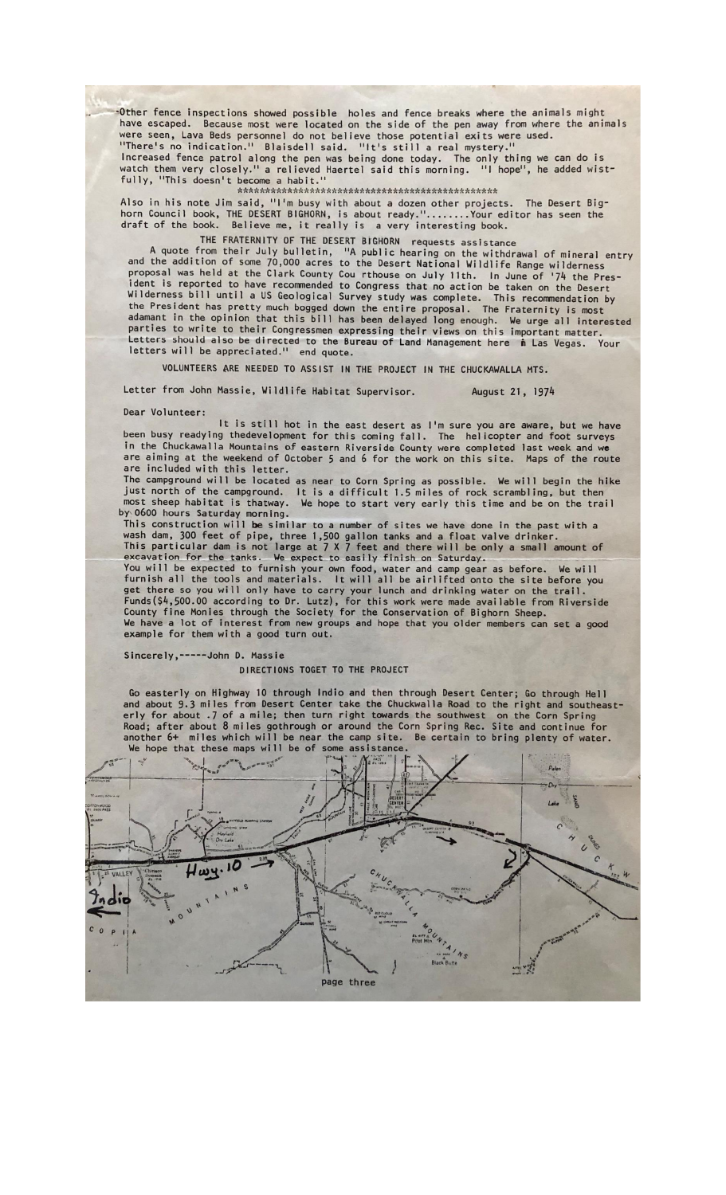-Other fence inspections showed possible holes and fence breaks where the animals might have escaped. Because most were located on the side of the pen away from where the animals were seen, Lava Beds personnel do not believe those potential exits were used.
"There's no indication." Blaisdell said. "It's still a real mystery."
Increased fence patrol along the pen was being done today. The only thing we can do is watch them very closely." a relieved Haertel said this morning. "I hope", he added wistfully, "This doesn't become a habit."

\*\*\*\*\*\*\*\*\*\*\*\*\*\*\*\*\*\*\*\*\*\*\*\*\*\*\*\*\*\*\*\*\*\*\*\*\*\*\*\*\*\*\*\*\*\*\*\*

Also in his note Jim said, "I'm busy with about a dozen other projects. The Desert Bighorn Council book, THE DESERT BIGHORN, is about ready."........Your editor has seen the draft of the book. Believe me, it really is a very interesting book.

THE FRATERNITY OF THE DESERT BIGHORN requests assistance

A quote from their July bulletin, "A public hearing on the withdrawal of mineral entry and the addition of some 70,000 acres to the Desert National Wildlife Range wilderness proposal was held at the Clark County Cou rthouse on July 11th. In June of '74 the President is reported to have recommended to Congress that no action be taken on the Desert Wilderness bill until a US Geological Survey study was complete. This recommendation by the President has pretty much bogged down the entire proposal. The Fraternity is most adamant in the opinion that this bill has been delayed long enough. We urge all interested parties to write to their Congressmen expressing their views on this important matter. Letters should also be directed to the Bureau of Land Management here in Las Vegas. Your letters will be appreciated." end quote.

VOLUNTEERS ARE NEEDED TO ASSIST IN THE PROJECT IN THE CHUCKAWALLA MTS.

Letter from John Massie, Wildlife Habitat Supervisor. August 21, 1974

Dear Volunteer:

It is still hot in the east desert as I'm sure you are aware, but we have been busy readying thedevelopment for this coming fall. The helicopter and foot surveys in the Chuckawalla Mountains of eastern Riverside County were completed last week and we are aiming at the weekend of October 5 and 6 for the work on this site. Maps of the route are included with this letter.
The campground will be located as near to Corn Spring as possible. We will begin the hike just north of the campground. It is a difficult 1.5 miles of rock scrambling, but then most sheep habitat is thatway. We hope to start very early this time and be on the trail by 0600 hours Saturday morning.
This construction will be similar to a number of sites we have done in the past with a wash dam, 300 feet of pipe, three 1,500 gallon tanks and a float valve drinker.
This particular dam is not large at 7 X 7 feet and there will be only a small amount of excavation for the tanks. We expect to easily finish on Saturday.
You will be expected to furnish your own food, water and camp gear as before. We will furnish all the tools and materials. It will all be airlifted onto the site before you get there so you will only have to carry your lunch and drinking water on the trail.
Funds($4,500.00 according to Dr. Lutz), for this work were made available from Riverside County fine Monies through the Society for the Conservation of Bighorn Sheep.
We have a lot of interest from new groups and hope that you older members can set a good example for them with a good turn out.

Sincerely,-----John D. Massie

DIRECTIONS TOGET TO THE PROJECT

Go easterly on Highway 10 through Indio and then through Desert Center; Go through Hell and about 9.3 miles from Desert Center take the Chuckwalla Road to the right and southeasterly for about .7 of a mile; then turn right towards the southwest on the Corn Spring Road; after about 8 miles gothrough or around the Corn Spring Rec. Site and continue for another 6+ miles which will be near the camp site. Be certain to bring plenty of water.
We hope that these maps will be of some assistance.

Indio

Hwy. 10

Desert Center

Chuckawalla Mountains

Palen Dry Lake

Chuckw

Pilot Mtn

Black Butte

Coachella Valley